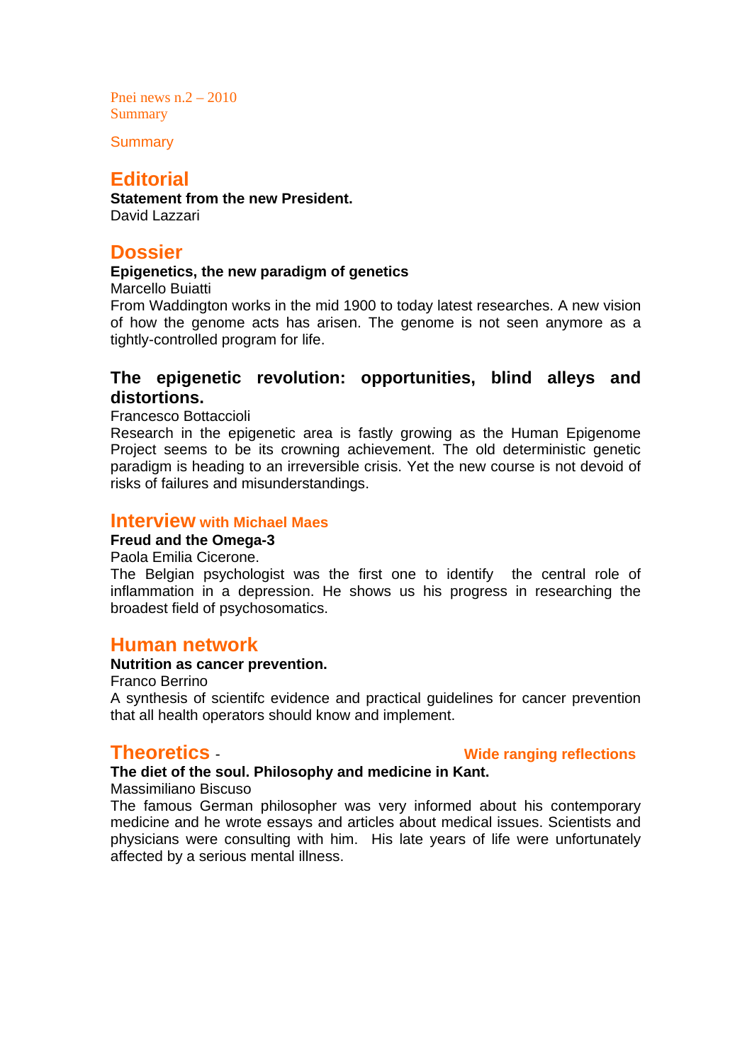Pnei news n.2 – 2010
Summary

Summary

## Editorial

**Statement from the new President.**
David Lazzari

## Dossier

**Epigenetics, the new paradigm of genetics**
Marcello Buiatti
From Waddington works in the mid 1900 to today latest researches. A new vision of how the genome acts has arisen. The genome is not seen anymore as a tightly-controlled program for life.

### The epigenetic revolution: opportunities, blind alleys and distortions.

Francesco Bottaccioli
Research in the epigenetic area is fastly growing as the Human Epigenome Project seems to be its crowning achievement. The old deterministic genetic paradigm is heading to an irreversible crisis. Yet the new course is not devoid of risks of failures and misunderstandings.

## Interview with Michael Maes

**Freud and the Omega-3**
Paola Emilia Cicerone.
The Belgian psychologist was the first one to identify the central role of inflammation in a depression. He shows us his progress in researching the broadest field of psychosomatics.

## Human network

**Nutrition as cancer prevention.**
Franco Berrino
A synthesis of scientifc evidence and practical guidelines for cancer prevention that all health operators should know and implement.

## Theoretics - Wide ranging reflections

**The diet of the soul. Philosophy and medicine in Kant.**
Massimiliano Biscuso
The famous German philosopher was very informed about his contemporary medicine and he wrote essays and articles about medical issues. Scientists and physicians were consulting with him. His late years of life were unfortunately affected by a serious mental illness.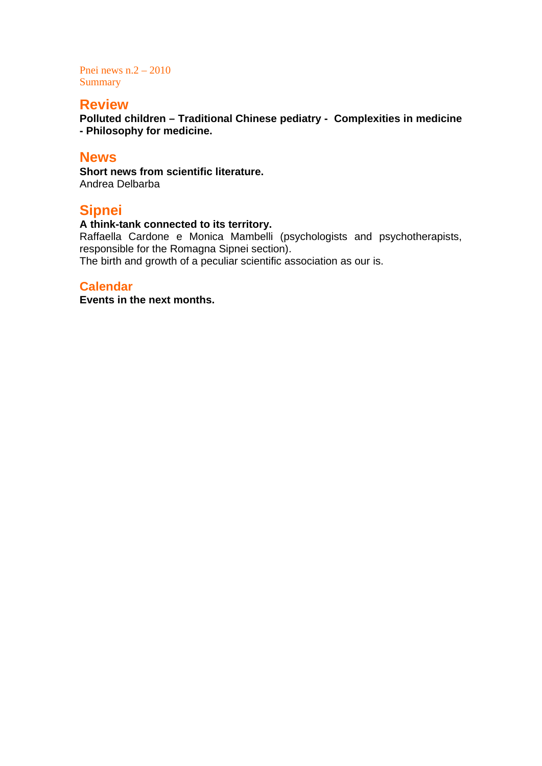Pnei news n.2 – 2010
Summary

## Review

**Polluted children – Traditional Chinese pediatry - Complexities in medicine - Philosophy for medicine.**

## News

**Short news from scientific literature.**
Andrea Delbarba

## Sipnei

**A think-tank connected to its territory.**
Raffaella Cardone e Monica Mambelli (psychologists and psychotherapists, responsible for the Romagna Sipnei section).
The birth and growth of a peculiar scientific association as our is.

## Calendar

**Events in the next months.**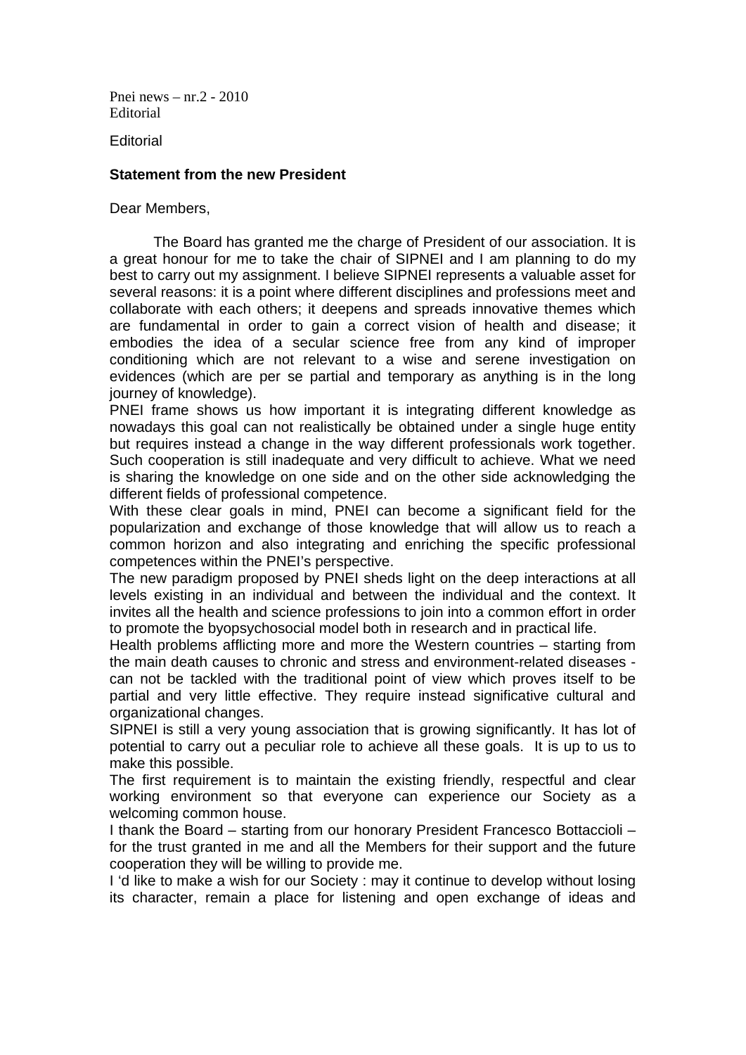Pnei news – nr.2 - 2010
Editorial

Editorial

**Statement from the new President**

Dear Members,

The Board has granted me the charge of President of our association. It is a great honour for me to take the chair of SIPNEI and I am planning to do my best to carry out my assignment. I believe SIPNEI represents a valuable asset for several reasons: it is a point where different disciplines and professions meet and collaborate with each others; it deepens and spreads innovative themes which are fundamental in order to gain a correct vision of health and disease; it embodies the idea of a secular science free from any kind of improper conditioning which are not relevant to a wise and serene investigation on evidences (which are per se partial and temporary as anything is in the long journey of knowledge).

PNEI frame shows us how important it is integrating different knowledge as nowadays this goal can not realistically be obtained under a single huge entity but requires instead a change in the way different professionals work together. Such cooperation is still inadequate and very difficult to achieve. What we need is sharing the knowledge on one side and on the other side acknowledging the different fields of professional competence.

With these clear goals in mind, PNEI can become a significant field for the popularization and exchange of those knowledge that will allow us to reach a common horizon and also integrating and enriching the specific professional competences within the PNEI's perspective.

The new paradigm proposed by PNEI sheds light on the deep interactions at all levels existing in an individual and between the individual and the context. It invites all the health and science professions to join into a common effort in order to promote the byopsychosocial model both in research and in practical life.

Health problems afflicting more and more the Western countries – starting from the main death causes to chronic and stress and environment-related diseases - can not be tackled with the traditional point of view which proves itself to be partial and very little effective. They require instead significative cultural and organizational changes.

SIPNEI is still a very young association that is growing significantly. It has lot of potential to carry out a peculiar role to achieve all these goals. It is up to us to make this possible.

The first requirement is to maintain the existing friendly, respectful and clear working environment so that everyone can experience our Society as a welcoming common house.

I thank the Board – starting from our honorary President Francesco Bottaccioli – for the trust granted in me and all the Members for their support and the future cooperation they will be willing to provide me.

I 'd like to make a wish for our Society : may it continue to develop without losing its character, remain a place for listening and open exchange of ideas and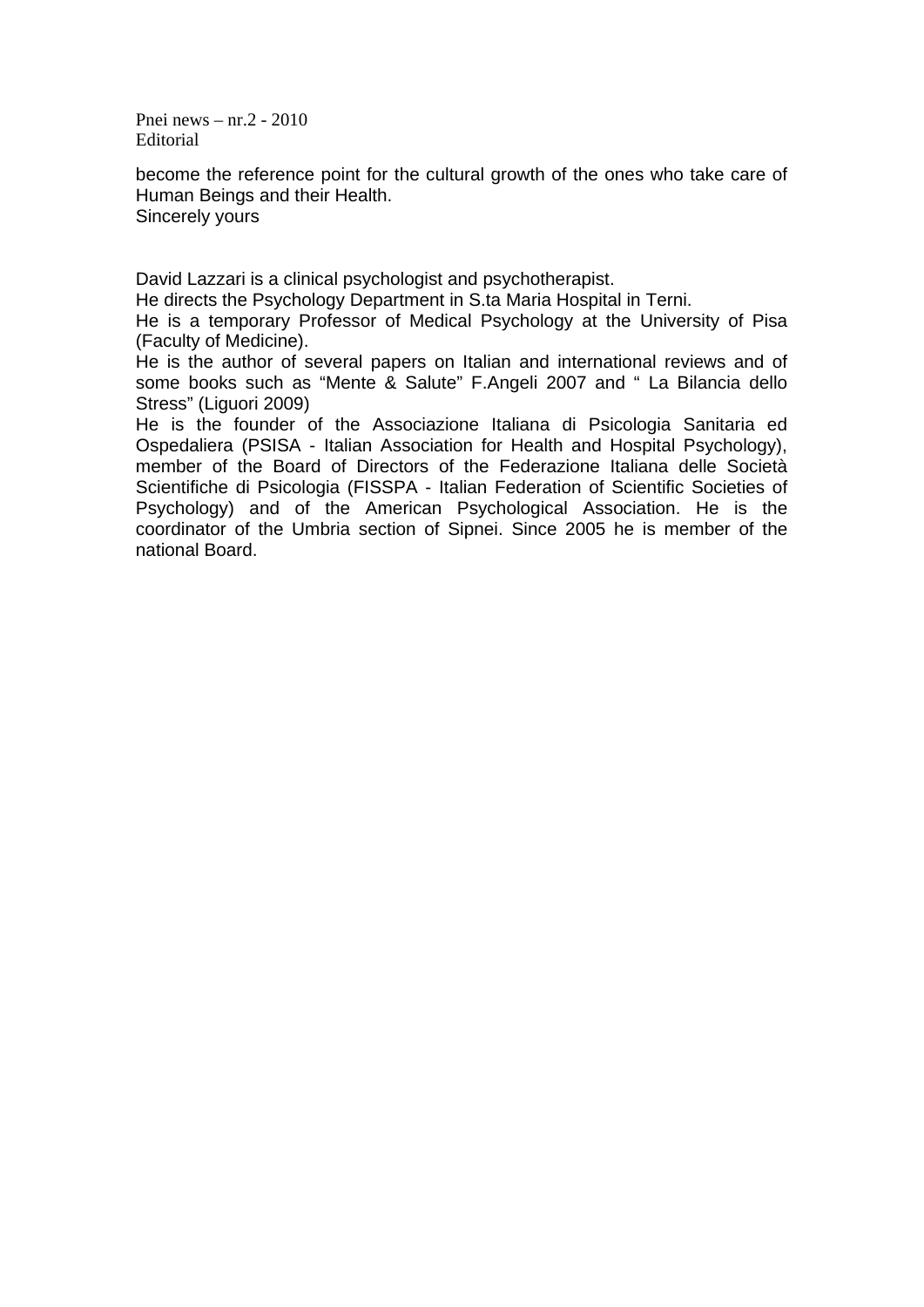become the reference point for the cultural growth of the ones who take care of Human Beings and their Health.
Sincerely yours

David Lazzari is a clinical psychologist and psychotherapist.
He directs the Psychology Department in S.ta Maria Hospital in Terni.
He is a temporary Professor of Medical Psychology at the University of Pisa (Faculty of Medicine).
He is the author of several papers on Italian and international reviews and of some books such as "Mente & Salute" F.Angeli 2007 and " La Bilancia dello Stress" (Liguori 2009)
He is the founder of the Associazione Italiana di Psicologia Sanitaria ed Ospedaliera (PSISA - Italian Association for Health and Hospital Psychology), member of the Board of Directors of the Federazione Italiana delle Società Scientifiche di Psicologia (FISSPA - Italian Federation of Scientific Societies of Psychology) and of the American Psychological Association. He is the coordinator of the Umbria section of Sipnei. Since 2005 he is member of the national Board.